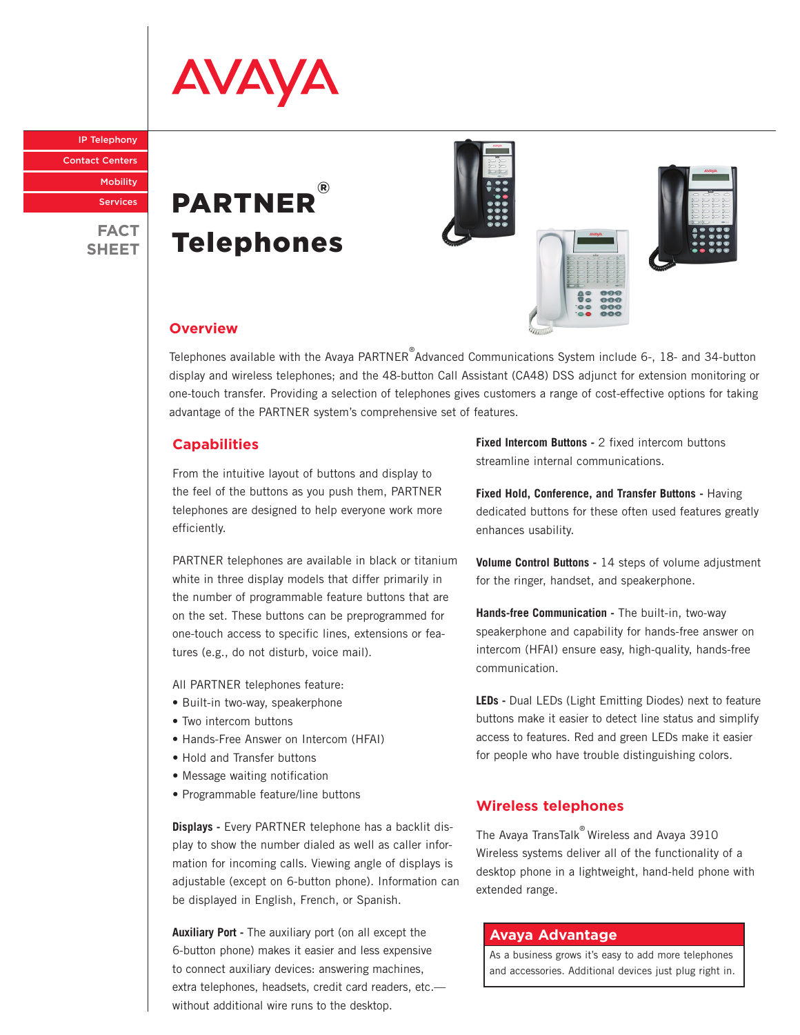AVAYA

IP Telephony

Contact Centers

Mobility

Services

FACT SHEET

# PARTNER® Telephones

## Overview

Telephones available with the Avaya PARTNER® Advanced Communications System include 6-, 18- and 34-button display and wireless telephones; and the 48-button Call Assistant (CA48) DSS adjunct for extension monitoring or one-touch transfer. Providing a selection of telephones gives customers a range of cost-effective options for taking advantage of the PARTNER system's comprehensive set of features.

## Capabilities

From the intuitive layout of buttons and display to the feel of the buttons as you push them, PARTNER telephones are designed to help everyone work more efficiently.

PARTNER telephones are available in black or titanium white in three display models that differ primarily in the number of programmable feature buttons that are on the set. These buttons can be preprogrammed for one-touch access to specific lines, extensions or features (e.g., do not disturb, voice mail).

All PARTNER telephones feature:

- Built-in two-way, speakerphone
- Two intercom buttons
- Hands-Free Answer on Intercom (HFAI)
- Hold and Transfer buttons
- Message waiting notification
- Programmable feature/line buttons

**Displays -** Every PARTNER telephone has a backlit display to show the number dialed as well as caller information for incoming calls. Viewing angle of displays is adjustable (except on 6-button phone). Information can be displayed in English, French, or Spanish.

**Auxiliary Port -** The auxiliary port (on all except the 6-button phone) makes it easier and less expensive to connect auxiliary devices: answering machines, extra telephones, headsets, credit card readers, etc.— without additional wire runs to the desktop.

**Fixed Intercom Buttons -** 2 fixed intercom buttons streamline internal communications.

**Fixed Hold, Conference, and Transfer Buttons -** Having dedicated buttons for these often used features greatly enhances usability.

**Volume Control Buttons -** 14 steps of volume adjustment for the ringer, handset, and speakerphone.

**Hands-free Communication -** The built-in, two-way speakerphone and capability for hands-free answer on intercom (HFAI) ensure easy, high-quality, hands-free communication.

**LEDs -** Dual LEDs (Light Emitting Diodes) next to feature buttons make it easier to detect line status and simplify access to features. Red and green LEDs make it easier for people who have trouble distinguishing colors.

## Wireless telephones

The Avaya TransTalk® Wireless and Avaya 3910 Wireless systems deliver all of the functionality of a desktop phone in a lightweight, hand-held phone with extended range.

### Avaya Advantage

As a business grows it's easy to add more telephones and accessories. Additional devices just plug right in.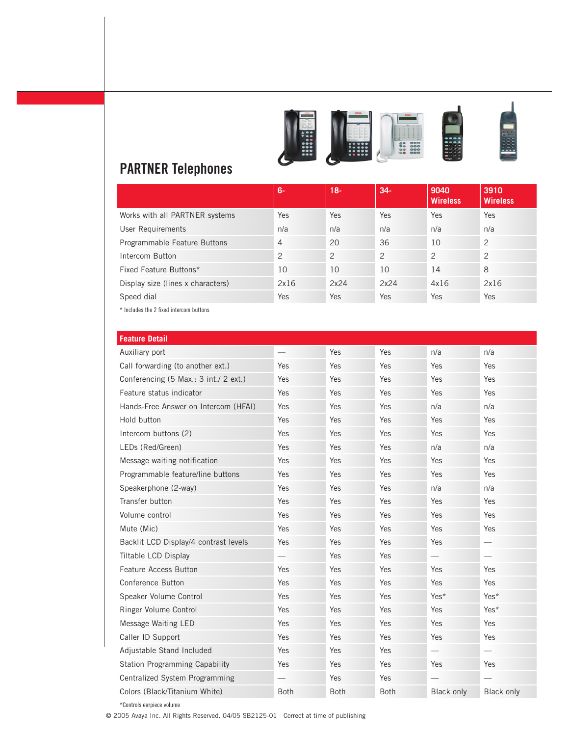## PARTNER Telephones

| | 6- | 18- | 34- | 9040 Wireless | 3910 Wireless |
|---|---|---|---|---|---|
| Works with all PARTNER systems | Yes | Yes | Yes | Yes | Yes |
| User Requirements | n/a | n/a | n/a | n/a | n/a |
| Programmable Feature Buttons | 4 | 20 | 36 | 10 | 2 |
| Intercom Button | 2 | 2 | 2 | 2 | 2 |
| Fixed Feature Buttons* | 10 | 10 | 10 | 14 | 8 |
| Display size (lines x characters) | 2x16 | 2x24 | 2x24 | 4x16 | 2x16 |
| Speed dial | Yes | Yes | Yes | Yes | Yes |

\* Includes the 2 fixed intercom buttons

| Feature Detail | | | | | |
|---|---|---|---|---|---|
| Auxiliary port | — | Yes | Yes | n/a | n/a |
| Call forwarding (to another ext.) | Yes | Yes | Yes | Yes | Yes |
| Conferencing (5 Max.: 3 int./ 2 ext.) | Yes | Yes | Yes | Yes | Yes |
| Feature status indicator | Yes | Yes | Yes | Yes | Yes |
| Hands-Free Answer on Intercom (HFAI) | Yes | Yes | Yes | n/a | n/a |
| Hold button | Yes | Yes | Yes | Yes | Yes |
| Intercom buttons (2) | Yes | Yes | Yes | Yes | Yes |
| LEDs (Red/Green) | Yes | Yes | Yes | n/a | n/a |
| Message waiting notification | Yes | Yes | Yes | Yes | Yes |
| Programmable feature/line buttons | Yes | Yes | Yes | Yes | Yes |
| Speakerphone (2-way) | Yes | Yes | Yes | n/a | n/a |
| Transfer button | Yes | Yes | Yes | Yes | Yes |
| Volume control | Yes | Yes | Yes | Yes | Yes |
| Mute (Mic) | Yes | Yes | Yes | Yes | Yes |
| Backlit LCD Display/4 contrast levels | Yes | Yes | Yes | Yes | — |
| Tiltable LCD Display | — | Yes | Yes | — | — |
| Feature Access Button | Yes | Yes | Yes | Yes | Yes |
| Conference Button | Yes | Yes | Yes | Yes | Yes |
| Speaker Volume Control | Yes | Yes | Yes | Yes* | Yes* |
| Ringer Volume Control | Yes | Yes | Yes | Yes | Yes* |
| Message Waiting LED | Yes | Yes | Yes | Yes | Yes |
| Caller ID Support | Yes | Yes | Yes | Yes | Yes |
| Adjustable Stand Included | Yes | Yes | Yes | — | — |
| Station Programming Capability | Yes | Yes | Yes | Yes | Yes |
| Centralized System Programming | — | Yes | Yes | — | — |
| Colors (Black/Titanium White) | Both | Both | Both | Black only | Black only |

\*Controls earpiece volume

© 2005 Avaya Inc. All Rights Reserved. 04/05 SB2125-01 Correct at time of publishing